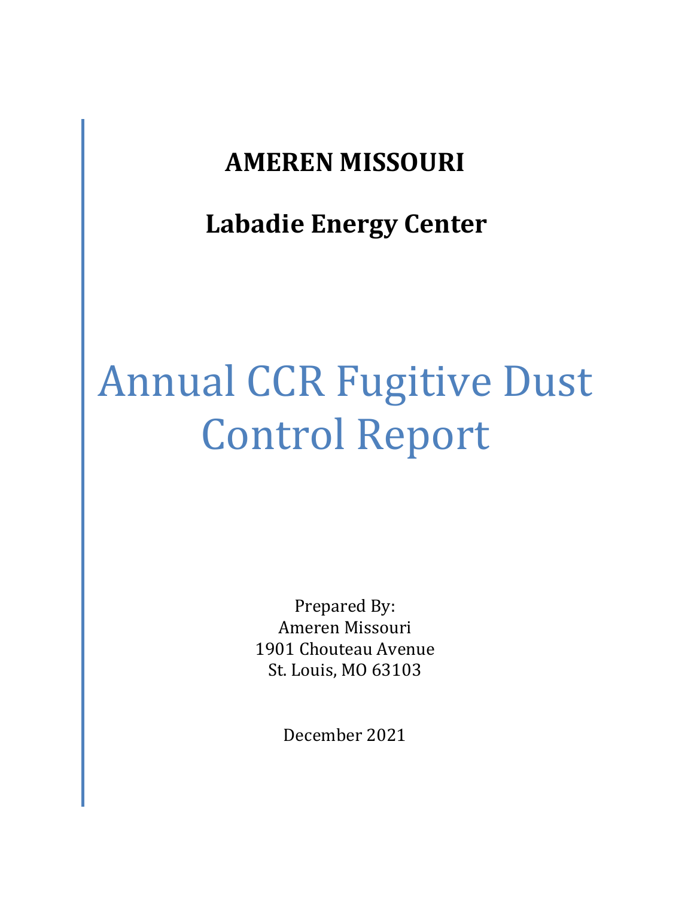**AMEREN MISSOURI**

**Labadie Energy Center**

# Annual CCR Fugitive Dust Control Report

Prepared By:
Ameren Missouri
1901 Chouteau Avenue
St. Louis, MO 63103

December 2021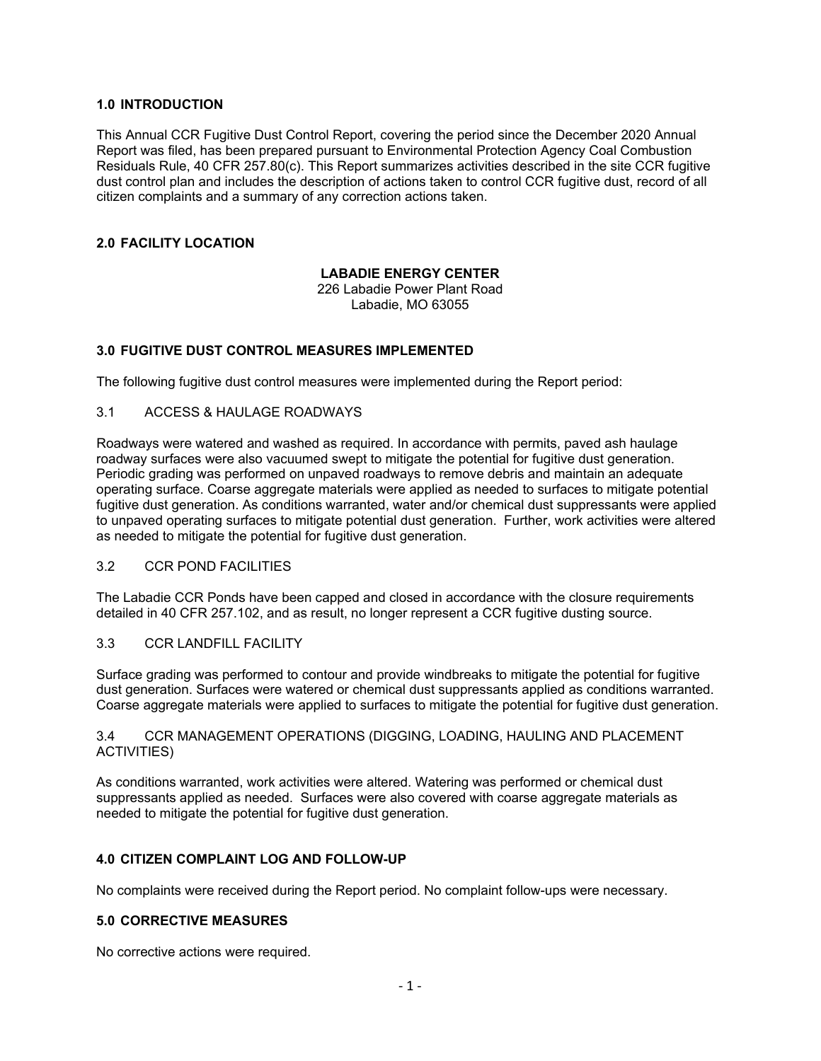## 1.0 INTRODUCTION

This Annual CCR Fugitive Dust Control Report, covering the period since the December 2020 Annual Report was filed, has been prepared pursuant to Environmental Protection Agency Coal Combustion Residuals Rule, 40 CFR 257.80(c). This Report summarizes activities described in the site CCR fugitive dust control plan and includes the description of actions taken to control CCR fugitive dust, record of all citizen complaints and a summary of any correction actions taken.

## 2.0 FACILITY LOCATION

**LABADIE ENERGY CENTER**
226 Labadie Power Plant Road
Labadie, MO 63055

## 3.0 FUGITIVE DUST CONTROL MEASURES IMPLEMENTED

The following fugitive dust control measures were implemented during the Report period:

### 3.1 ACCESS & HAULAGE ROADWAYS

Roadways were watered and washed as required. In accordance with permits, paved ash haulage roadway surfaces were also vacuumed swept to mitigate the potential for fugitive dust generation. Periodic grading was performed on unpaved roadways to remove debris and maintain an adequate operating surface. Coarse aggregate materials were applied as needed to surfaces to mitigate potential fugitive dust generation. As conditions warranted, water and/or chemical dust suppressants were applied to unpaved operating surfaces to mitigate potential dust generation. Further, work activities were altered as needed to mitigate the potential for fugitive dust generation.

### 3.2 CCR POND FACILITIES

The Labadie CCR Ponds have been capped and closed in accordance with the closure requirements detailed in 40 CFR 257.102, and as result, no longer represent a CCR fugitive dusting source.

### 3.3 CCR LANDFILL FACILITY

Surface grading was performed to contour and provide windbreaks to mitigate the potential for fugitive dust generation. Surfaces were watered or chemical dust suppressants applied as conditions warranted. Coarse aggregate materials were applied to surfaces to mitigate the potential for fugitive dust generation.

### 3.4 CCR MANAGEMENT OPERATIONS (DIGGING, LOADING, HAULING AND PLACEMENT ACTIVITIES)

As conditions warranted, work activities were altered. Watering was performed or chemical dust suppressants applied as needed. Surfaces were also covered with coarse aggregate materials as needed to mitigate the potential for fugitive dust generation.

## 4.0 CITIZEN COMPLAINT LOG AND FOLLOW-UP

No complaints were received during the Report period. No complaint follow-ups were necessary.

## 5.0 CORRECTIVE MEASURES

No corrective actions were required.